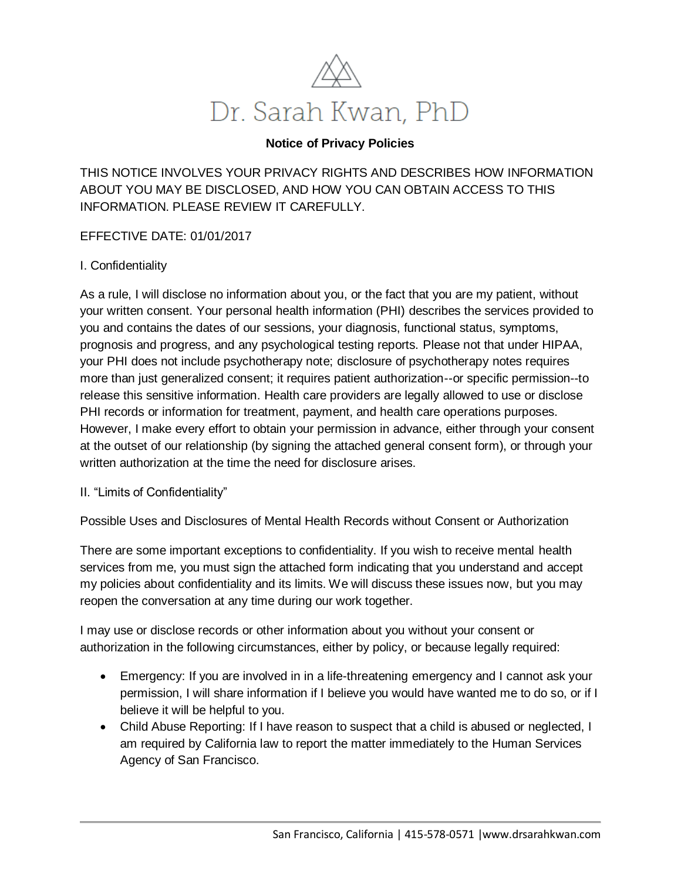# Dr. Sarah Kwan, PhD

## Notice of Privacy Policies

THIS NOTICE INVOLVES YOUR PRIVACY RIGHTS AND DESCRIBES HOW INFORMATION ABOUT YOU MAY BE DISCLOSED, AND HOW YOU CAN OBTAIN ACCESS TO THIS INFORMATION. PLEASE REVIEW IT CAREFULLY.

EFFECTIVE DATE: 01/01/2017

I. Confidentiality

As a rule, I will disclose no information about you, or the fact that you are my patient, without your written consent. Your personal health information (PHI) describes the services provided to you and contains the dates of our sessions, your diagnosis, functional status, symptoms, prognosis and progress, and any psychological testing reports. Please not that under HIPAA, your PHI does not include psychotherapy note; disclosure of psychotherapy notes requires more than just generalized consent; it requires patient authorization--or specific permission--to release this sensitive information. Health care providers are legally allowed to use or disclose PHI records or information for treatment, payment, and health care operations purposes. However, I make every effort to obtain your permission in advance, either through your consent at the outset of our relationship (by signing the attached general consent form), or through your written authorization at the time the need for disclosure arises.

II. "Limits of Confidentiality"

Possible Uses and Disclosures of Mental Health Records without Consent or Authorization

There are some important exceptions to confidentiality. If you wish to receive mental health services from me, you must sign the attached form indicating that you understand and accept my policies about confidentiality and its limits. We will discuss these issues now, but you may reopen the conversation at any time during our work together.

I may use or disclose records or other information about you without your consent or authorization in the following circumstances, either by policy, or because legally required:

- Emergency: If you are involved in in a life-threatening emergency and I cannot ask your permission, I will share information if I believe you would have wanted me to do so, or if I believe it will be helpful to you.
- Child Abuse Reporting: If I have reason to suspect that a child is abused or neglected, I am required by California law to report the matter immediately to the Human Services Agency of San Francisco.

San Francisco, California | 415-578-0571 |www.drsarahkwan.com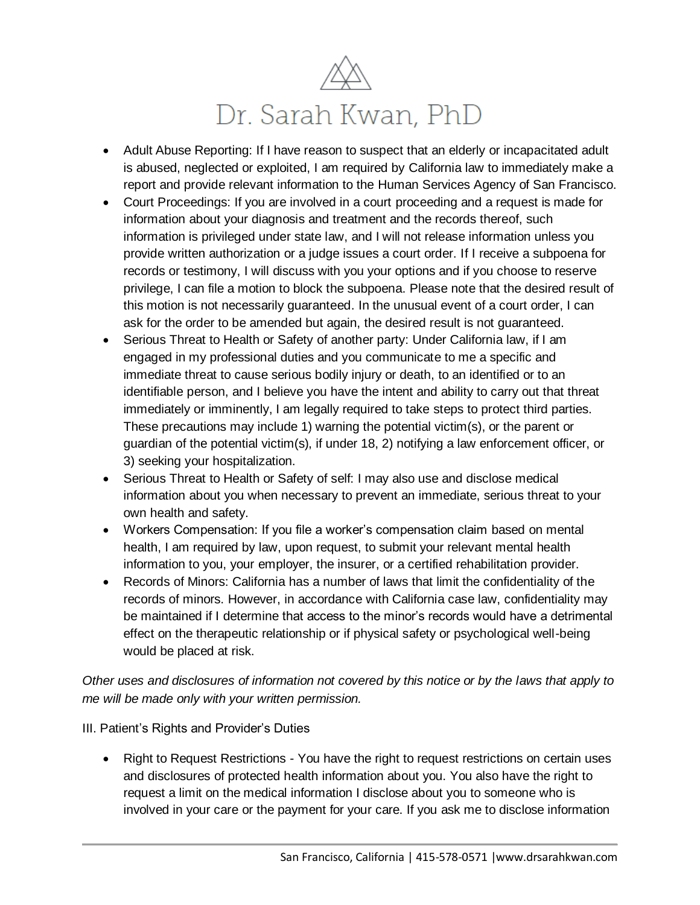- Adult Abuse Reporting: If I have reason to suspect that an elderly or incapacitated adult is abused, neglected or exploited, I am required by California law to immediately make a report and provide relevant information to the Human Services Agency of San Francisco.
- Court Proceedings: If you are involved in a court proceeding and a request is made for information about your diagnosis and treatment and the records thereof, such information is privileged under state law, and I will not release information unless you provide written authorization or a judge issues a court order. If I receive a subpoena for records or testimony, I will discuss with you your options and if you choose to reserve privilege, I can file a motion to block the subpoena. Please note that the desired result of this motion is not necessarily guaranteed. In the unusual event of a court order, I can ask for the order to be amended but again, the desired result is not guaranteed.
- Serious Threat to Health or Safety of another party: Under California law, if I am engaged in my professional duties and you communicate to me a specific and immediate threat to cause serious bodily injury or death, to an identified or to an identifiable person, and I believe you have the intent and ability to carry out that threat immediately or imminently, I am legally required to take steps to protect third parties. These precautions may include 1) warning the potential victim(s), or the parent or guardian of the potential victim(s), if under 18, 2) notifying a law enforcement officer, or 3) seeking your hospitalization.
- Serious Threat to Health or Safety of self: I may also use and disclose medical information about you when necessary to prevent an immediate, serious threat to your own health and safety.
- Workers Compensation: If you file a worker's compensation claim based on mental health, I am required by law, upon request, to submit your relevant mental health information to you, your employer, the insurer, or a certified rehabilitation provider.
- Records of Minors: California has a number of laws that limit the confidentiality of the records of minors. However, in accordance with California case law, confidentiality may be maintained if I determine that access to the minor's records would have a detrimental effect on the therapeutic relationship or if physical safety or psychological well-being would be placed at risk.

*Other uses and disclosures of information not covered by this notice or by the laws that apply to me will be made only with your written permission.*

III. Patient's Rights and Provider's Duties

- Right to Request Restrictions - You have the right to request restrictions on certain uses and disclosures of protected health information about you. You also have the right to request a limit on the medical information I disclose about you to someone who is involved in your care or the payment for your care. If you ask me to disclose information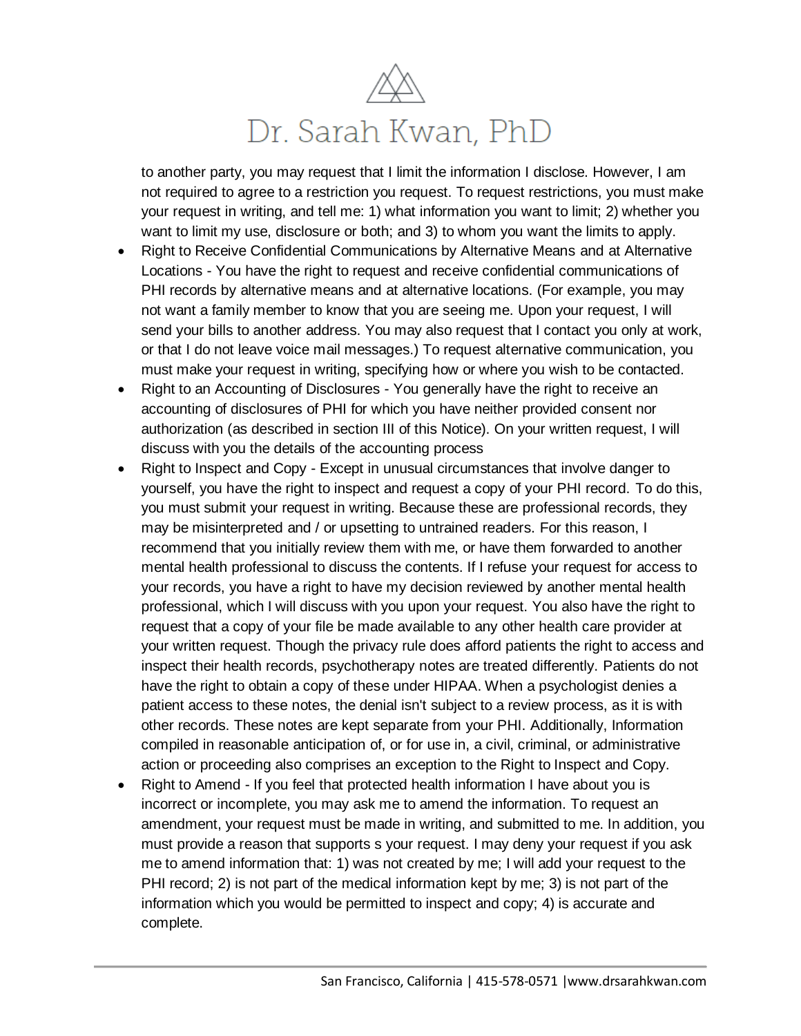to another party, you may request that I limit the information I disclose. However, I am not required to agree to a restriction you request. To request restrictions, you must make your request in writing, and tell me: 1) what information you want to limit; 2) whether you want to limit my use, disclosure or both; and 3) to whom you want the limits to apply.

- Right to Receive Confidential Communications by Alternative Means and at Alternative Locations - You have the right to request and receive confidential communications of PHI records by alternative means and at alternative locations. (For example, you may not want a family member to know that you are seeing me. Upon your request, I will send your bills to another address. You may also request that I contact you only at work, or that I do not leave voice mail messages.) To request alternative communication, you must make your request in writing, specifying how or where you wish to be contacted.
- Right to an Accounting of Disclosures - You generally have the right to receive an accounting of disclosures of PHI for which you have neither provided consent nor authorization (as described in section III of this Notice). On your written request, I will discuss with you the details of the accounting process
- Right to Inspect and Copy - Except in unusual circumstances that involve danger to yourself, you have the right to inspect and request a copy of your PHI record. To do this, you must submit your request in writing. Because these are professional records, they may be misinterpreted and / or upsetting to untrained readers. For this reason, I recommend that you initially review them with me, or have them forwarded to another mental health professional to discuss the contents. If I refuse your request for access to your records, you have a right to have my decision reviewed by another mental health professional, which I will discuss with you upon your request. You also have the right to request that a copy of your file be made available to any other health care provider at your written request. Though the privacy rule does afford patients the right to access and inspect their health records, psychotherapy notes are treated differently. Patients do not have the right to obtain a copy of these under HIPAA. When a psychologist denies a patient access to these notes, the denial isn't subject to a review process, as it is with other records. These notes are kept separate from your PHI. Additionally, Information compiled in reasonable anticipation of, or for use in, a civil, criminal, or administrative action or proceeding also comprises an exception to the Right to Inspect and Copy.
- Right to Amend - If you feel that protected health information I have about you is incorrect or incomplete, you may ask me to amend the information. To request an amendment, your request must be made in writing, and submitted to me. In addition, you must provide a reason that supports s your request. I may deny your request if you ask me to amend information that: 1) was not created by me; I will add your request to the PHI record; 2) is not part of the medical information kept by me; 3) is not part of the information which you would be permitted to inspect and copy; 4) is accurate and complete.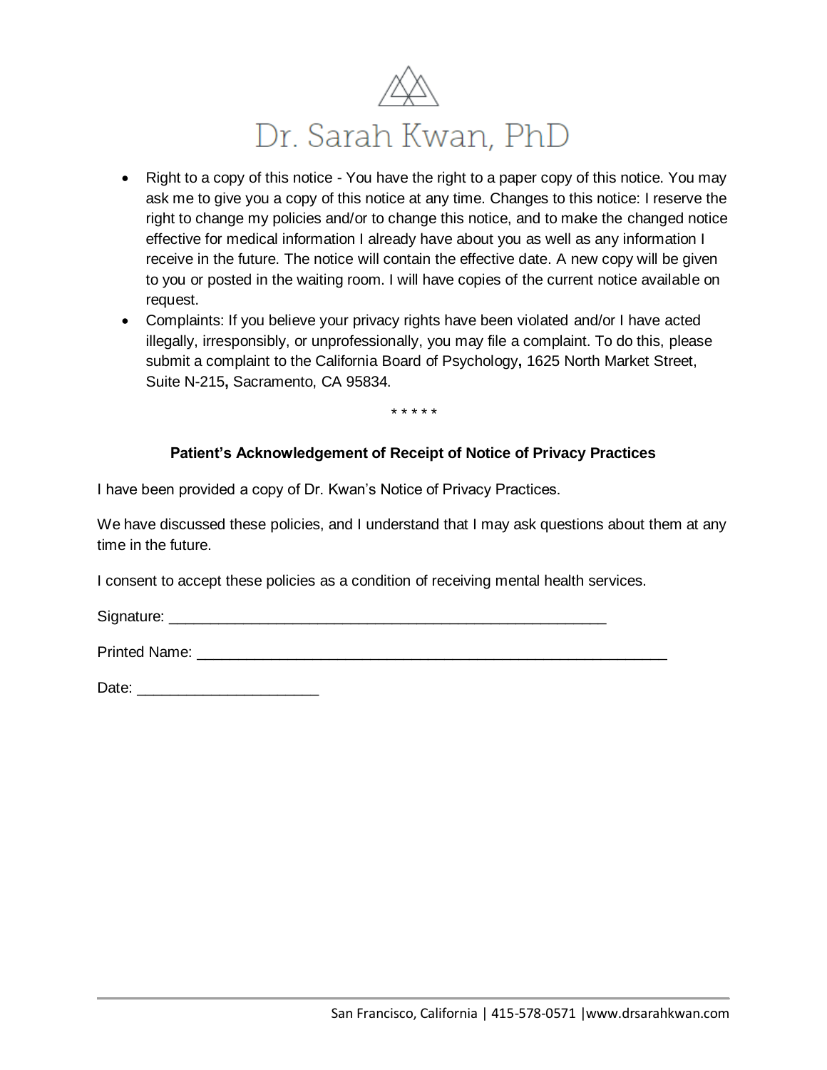- Right to a copy of this notice - You have the right to a paper copy of this notice. You may ask me to give you a copy of this notice at any time. Changes to this notice: I reserve the right to change my policies and/or to change this notice, and to make the changed notice effective for medical information I already have about you as well as any information I receive in the future. The notice will contain the effective date. A new copy will be given to you or posted in the waiting room. I will have copies of the current notice available on request.
- Complaints: If you believe your privacy rights have been violated and/or I have acted illegally, irresponsibly, or unprofessionally, you may file a complaint. To do this, please submit a complaint to the California Board of Psychology**,** 1625 North Market Street, Suite N-215**,** Sacramento, CA 95834.

\* \* \* \* \*

**Patient's Acknowledgement of Receipt of Notice of Privacy Practices**

I have been provided a copy of Dr. Kwan's Notice of Privacy Practices.

We have discussed these policies, and I understand that I may ask questions about them at any time in the future.

I consent to accept these policies as a condition of receiving mental health services.

Signature: _______________________________________________________

Printed Name: ___________________________________________________________

Date: ______________________